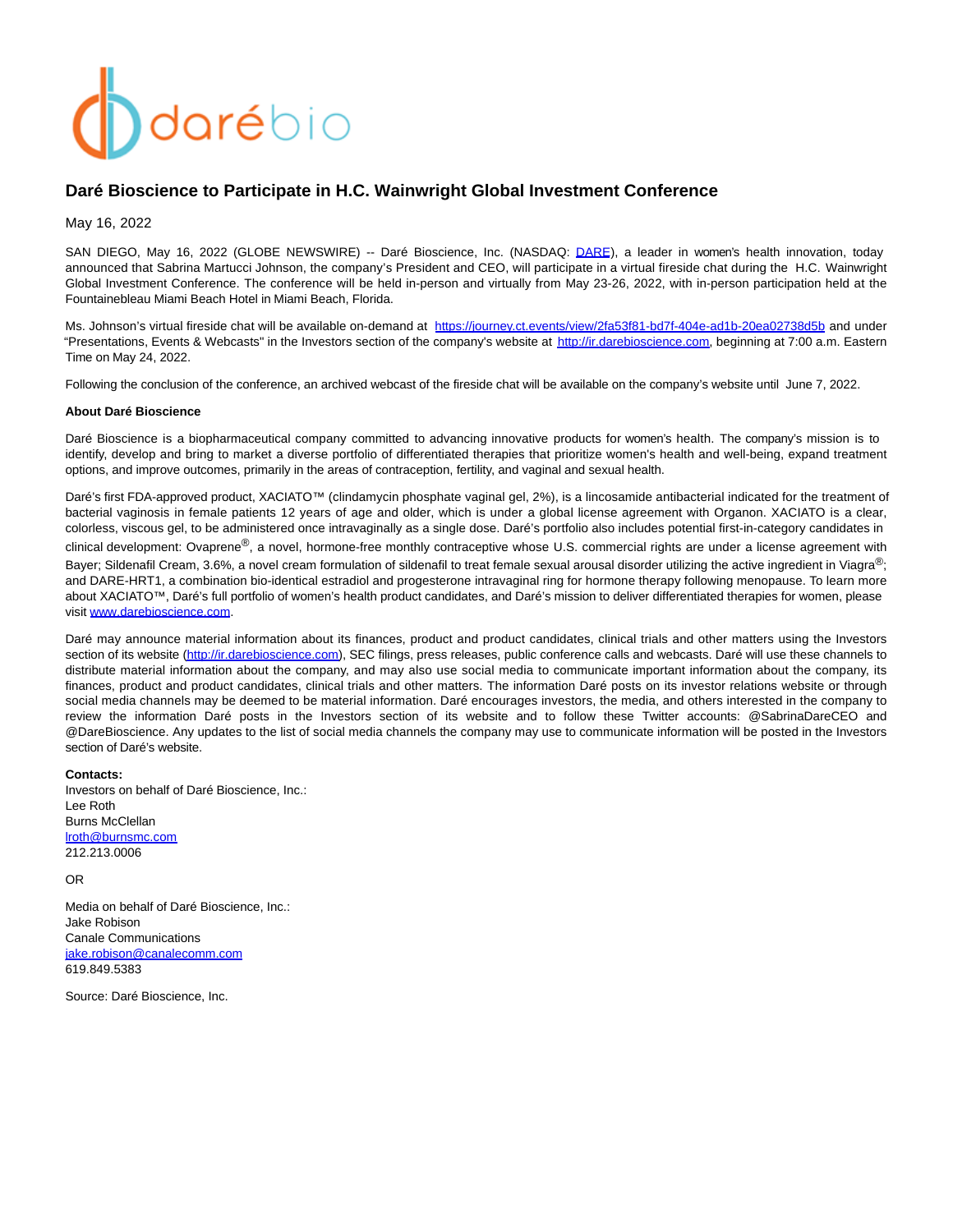# Daré Bioscience to Participate in H.C. Wainwright Global Investment Conference

May 16, 2022

SAN DIEGO, May 16, 2022 (GLOBE NEWSWIRE) -- Daré Bioscience, Inc. (NASDAQ: DARE), a leader in women's health innovation, today announced that Sabrina Martucci Johnson, the company's President and CEO, will participate in a virtual fireside chat during the H.C. Wainwright Global Investment Conference. The conference will be held in-person and virtually from May 23-26, 2022, with in-person participation held at the Fountainebleau Miami Beach Hotel in Miami Beach, Florida.

Ms. Johnson's virtual fireside chat will be available on-demand at https://journey.ct.events/view/2fa53f81-bd7f-404e-ad1b-20ea02738d5b and under "Presentations, Events & Webcasts" in the Investors section of the company's website at http://ir.darebioscience.com, beginning at 7:00 a.m. Eastern Time on May 24, 2022.

Following the conclusion of the conference, an archived webcast of the fireside chat will be available on the company's website until June 7, 2022.

**About Daré Bioscience**

Daré Bioscience is a biopharmaceutical company committed to advancing innovative products for women's health. The company's mission is to identify, develop and bring to market a diverse portfolio of differentiated therapies that prioritize women's health and well-being, expand treatment options, and improve outcomes, primarily in the areas of contraception, fertility, and vaginal and sexual health.

Daré's first FDA-approved product, XACIATO™ (clindamycin phosphate vaginal gel, 2%), is a lincosamide antibacterial indicated for the treatment of bacterial vaginosis in female patients 12 years of age and older, which is under a global license agreement with Organon. XACIATO is a clear, colorless, viscous gel, to be administered once intravaginally as a single dose. Daré's portfolio also includes potential first-in-category candidates in clinical development: Ovaprene®, a novel, hormone-free monthly contraceptive whose U.S. commercial rights are under a license agreement with Bayer; Sildenafil Cream, 3.6%, a novel cream formulation of sildenafil to treat female sexual arousal disorder utilizing the active ingredient in Viagra®; and DARE-HRT1, a combination bio-identical estradiol and progesterone intravaginal ring for hormone therapy following menopause. To learn more about XACIATO™, Daré's full portfolio of women's health product candidates, and Daré's mission to deliver differentiated therapies for women, please visit www.darebioscience.com.

Daré may announce material information about its finances, product and product candidates, clinical trials and other matters using the Investors section of its website (http://ir.darebioscience.com), SEC filings, press releases, public conference calls and webcasts. Daré will use these channels to distribute material information about the company, and may also use social media to communicate important information about the company, its finances, product and product candidates, clinical trials and other matters. The information Daré posts on its investor relations website or through social media channels may be deemed to be material information. Daré encourages investors, the media, and others interested in the company to review the information Daré posts in the Investors section of its website and to follow these Twitter accounts: @SabrinaDareCEO and @DareBioscience. Any updates to the list of social media channels the company may use to communicate information will be posted in the Investors section of Daré's website.

**Contacts:**
Investors on behalf of Daré Bioscience, Inc.:
Lee Roth
Burns McClellan
lroth@burnsmc.com
212.213.0006

OR

Media on behalf of Daré Bioscience, Inc.:
Jake Robison
Canale Communications
jake.robison@canalecomm.com
619.849.5383

Source: Daré Bioscience, Inc.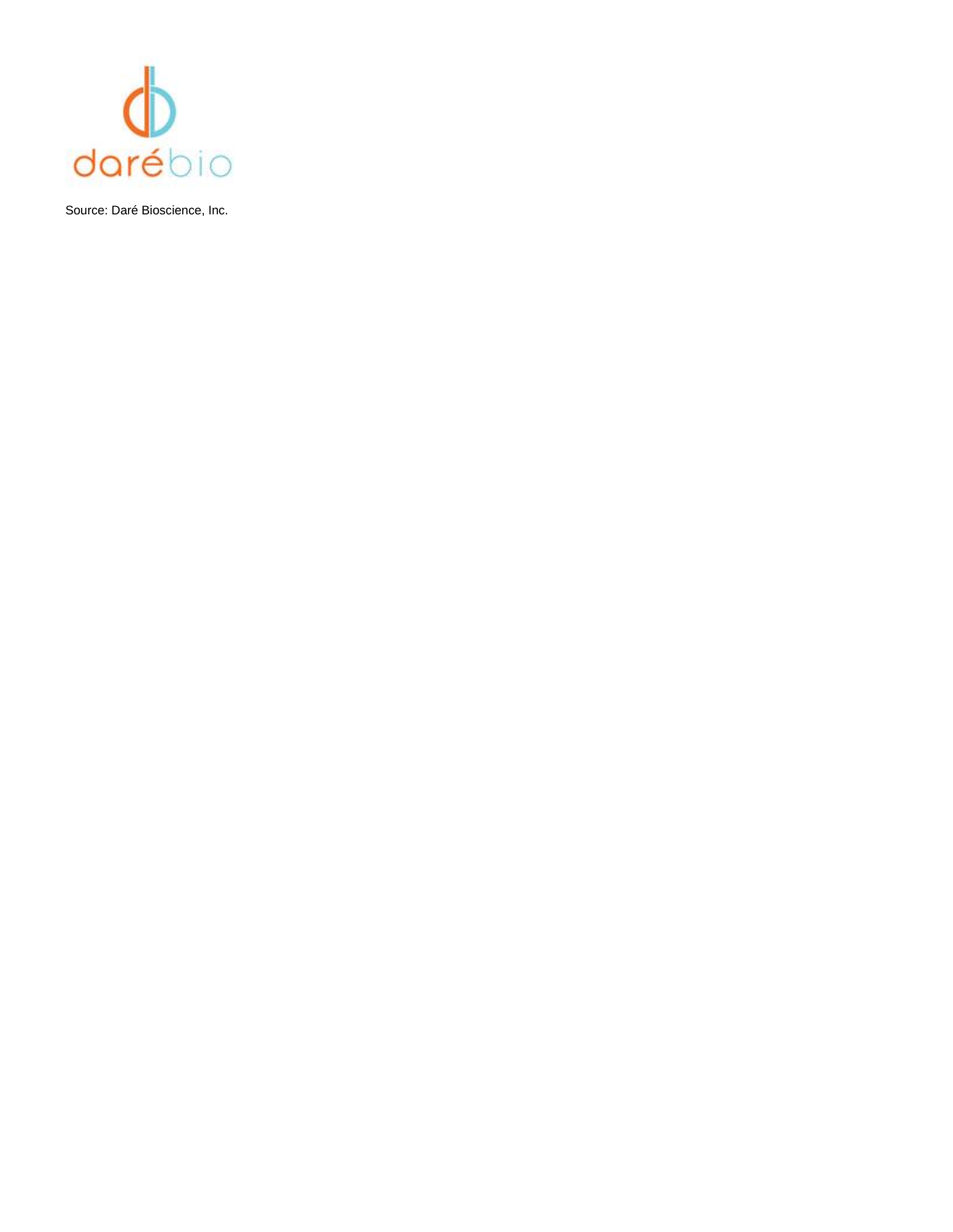Source: Daré Bioscience, Inc.